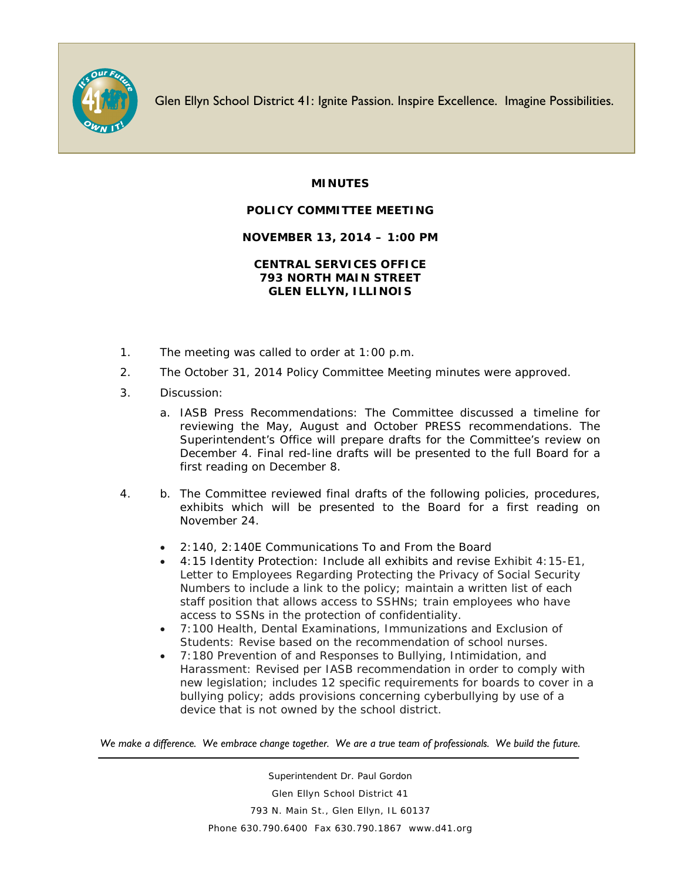Glen Ellyn School District 41: Ignite Passion. Inspire Excellence. Imagine Possibilities.

**MINUTES**

**POLICY COMMITTEE MEETING**

**NOVEMBER 13, 2014 – 1:00 PM**

**CENTRAL SERVICES OFFICE**
**793 NORTH MAIN STREET**
**GLEN ELLYN, ILLINOIS**

1. The meeting was called to order at 1:00 p.m.

2. The October 31, 2014 Policy Committee Meeting minutes were approved.

3. Discussion:

   a. IASB Press Recommendations: The Committee discussed a timeline for reviewing the May, August and October PRESS recommendations. The Superintendent's Office will prepare drafts for the Committee's review on December 4. Final red-line drafts will be presented to the full Board for a first reading on December 8.

4. b. The Committee reviewed final drafts of the following policies, procedures, exhibits which will be presented to the Board for a first reading on November 24.

   - 2:140, 2:140E Communications To and From the Board
   - 4:15 Identity Protection: Include all exhibits and revise Exhibit 4:15-E1, Letter to Employees Regarding Protecting the Privacy of Social Security Numbers to include a link to the policy; maintain a written list of each staff position that allows access to SSHNs; train employees who have access to SSNs in the protection of confidentiality.
   - 7:100 Health, Dental Examinations, Immunizations and Exclusion of Students: Revise based on the recommendation of school nurses.
   - 7:180 Prevention of and Responses to Bullying, Intimidation, and Harassment: Revised per IASB recommendation in order to comply with new legislation; includes 12 specific requirements for boards to cover in a bullying policy; adds provisions concerning cyberbullying by use of a device that is not owned by the school district.

*We make a difference. We embrace change together. We are a true team of professionals. We build the future.*

Superintendent Dr. Paul Gordon
Glen Ellyn School District 41
793 N. Main St., Glen Ellyn, IL 60137
Phone 630.790.6400 Fax 630.790.1867 www.d41.org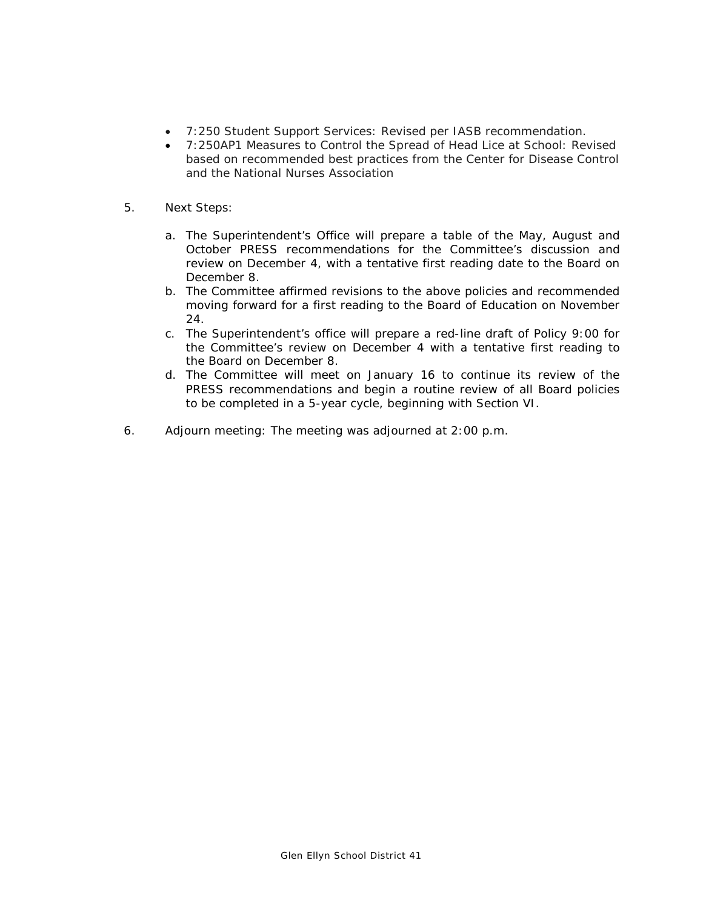- 7:250 Student Support Services: Revised per IASB recommendation.
- 7:250AP1 Measures to Control the Spread of Head Lice at School: Revised based on recommended best practices from the Center for Disease Control and the National Nurses Association

5. Next Steps:

   a. The Superintendent's Office will prepare a table of the May, August and October PRESS recommendations for the Committee's discussion and review on December 4, with a tentative first reading date to the Board on December 8.
   b. The Committee affirmed revisions to the above policies and recommended moving forward for a first reading to the Board of Education on November 24.
   c. The Superintendent's office will prepare a red-line draft of Policy 9:00 for the Committee's review on December 4 with a tentative first reading to the Board on December 8.
   d. The Committee will meet on January 16 to continue its review of the PRESS recommendations and begin a routine review of all Board policies to be completed in a 5-year cycle, beginning with Section VI.

6. Adjourn meeting: The meeting was adjourned at 2:00 p.m.